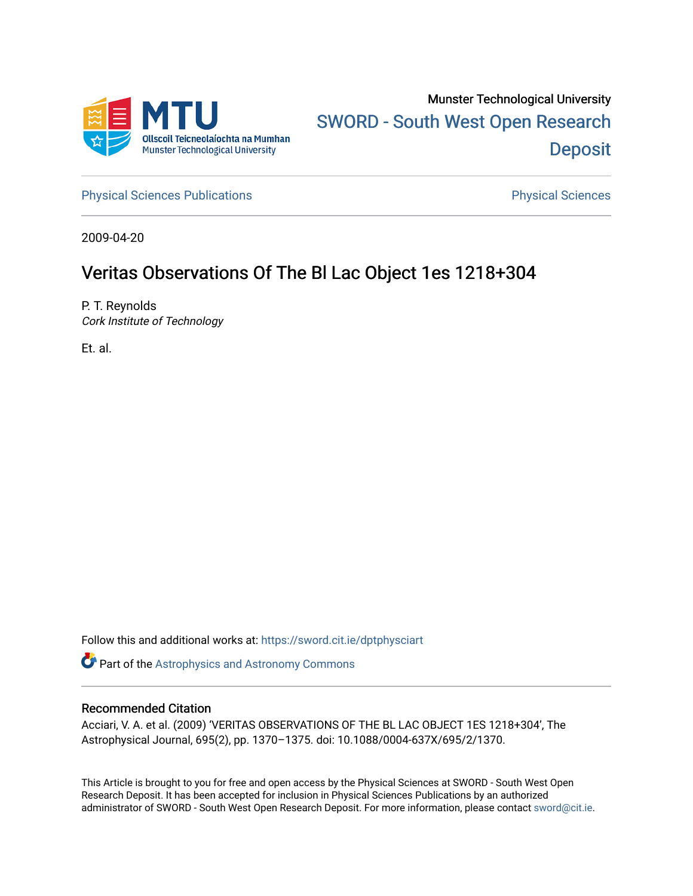Munster Technological University

SWORD - South West Open Research Deposit

Physical Sciences Publications

Physical Sciences

2009-04-20

# Veritas Observations Of The Bl Lac Object 1es 1218+304

P. T. Reynolds
*Cork Institute of Technology*

Et. al.

Follow this and additional works at: https://sword.cit.ie/dptphysciart

Part of the Astrophysics and Astronomy Commons

## Recommended Citation

Acciari, V. A. et al. (2009) 'VERITAS OBSERVATIONS OF THE BL LAC OBJECT 1ES 1218+304', The Astrophysical Journal, 695(2), pp. 1370–1375. doi: 10.1088/0004-637X/695/2/1370.

This Article is brought to you for free and open access by the Physical Sciences at SWORD - South West Open Research Deposit. It has been accepted for inclusion in Physical Sciences Publications by an authorized administrator of SWORD - South West Open Research Deposit. For more information, please contact sword@cit.ie.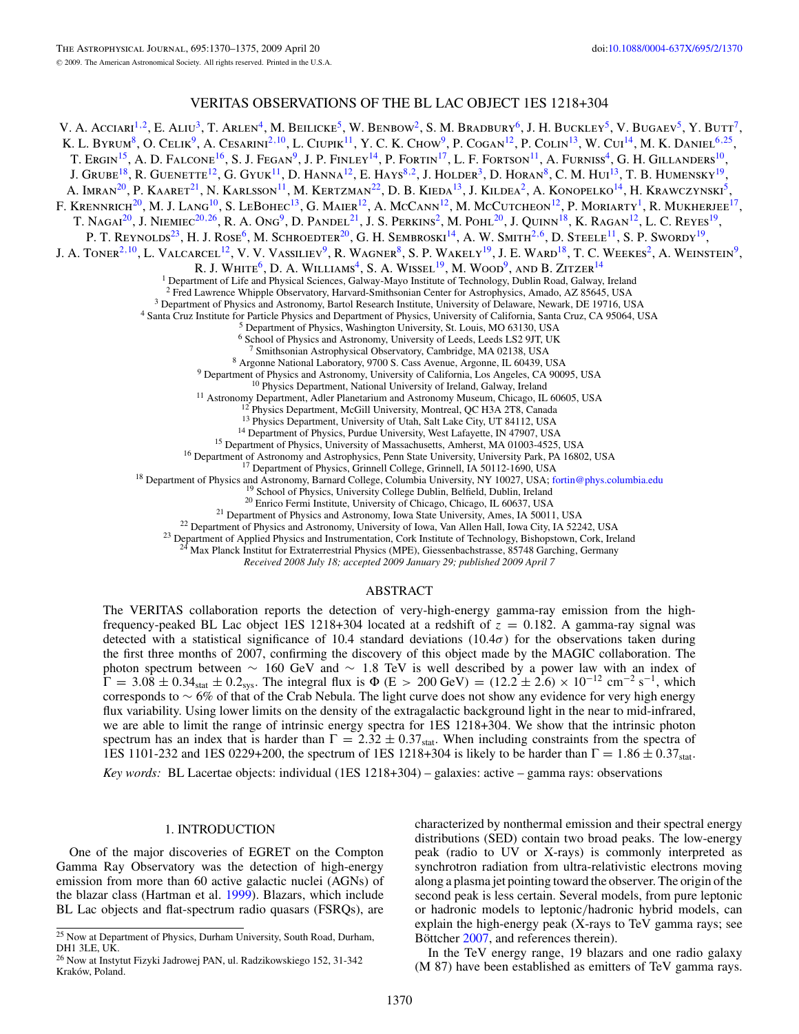# VERITAS OBSERVATIONS OF THE BL LAC OBJECT 1ES 1218+304

V. A. Acciari[1,2], E. Aliu[3], T. Arlen[4], M. Beilicke[5], W. Benbow[2], S. M. Bradbury[6], J. H. Buckley[5], V. Bugaev[5], Y. Butt[7], K. L. Byrum[8], O. Celik[9], A. Cesarini[2,10], L. Ciupik[11], Y. C. K. Chow[9], P. Cogan[12], P. Colin[13], W. Cui[14], M. K. Daniel[6,25], T. Ergin[15], A. D. Falcone[16], S. J. Fegan[9], J. P. Finley[14], P. Fortin[17], L. F. Fortson[11], A. Furniss[4], G. H. Gillanders[10], J. Grube[18], R. Guenette[12], G. Gyuk[11], D. Hanna[12], E. Hays[8,2], J. Holder[3], D. Horan[8], C. M. Hui[13], T. B. Humensky[19], A. Imran[20], P. Kaaret[21], N. Karlsson[11], M. Kertzman[22], D. B. Kieda[13], J. Kildea[2], A. Konopelko[14], H. Krawczynski[5], F. Krennrich[20], M. J. Lang[10], S. LeBohec[13], G. Maier[12], A. McCann[12], M. McCutcheon[12], P. Moriarty[1], R. Mukherjee[17], T. Nagai[20], J. Niemiec[20,26], R. A. Ong[9], D. Pandel[21], J. S. Perkins[2], M. Pohl[20], J. Quinn[18], K. Ragan[12], L. C. Reyes[19], P. T. Reynolds[23], H. J. Rose[6], M. Schroedter[20], G. H. Sembroski[14], A. W. Smith[2,6], D. Steele[11], S. P. Swordy[19], J. A. Toner[2,10], L. Valcarcel[12], V. V. Vassiliev[9], R. Wagner[8], S. P. Wakely[19], J. E. Ward[18], T. C. Weekes[2], A. Weinstein[9], R. J. White[6], D. A. Williams[4], S. A. Wissel[19], M. Wood[9], and B. Zitzer[14]

[1] Department of Life and Physical Sciences, Galway-Mayo Institute of Technology, Dublin Road, Galway, Ireland
[2] Fred Lawrence Whipple Observatory, Harvard-Smithsonian Center for Astrophysics, Amado, AZ 85645, USA
[3] Department of Physics and Astronomy, Bartol Research Institute, University of Delaware, Newark, DE 19716, USA
[4] Santa Cruz Institute for Particle Physics and Department of Physics, University of California, Santa Cruz, CA 95064, USA
[5] Department of Physics, Washington University, St. Louis, MO 63130, USA
[6] School of Physics and Astronomy, University of Leeds, Leeds LS2 9JT, UK
[7] Smithsonian Astrophysical Observatory, Cambridge, MA 02138, USA
[8] Argonne National Laboratory, 9700 S. Cass Avenue, Argonne, IL 60439, USA
[9] Department of Physics and Astronomy, University of California, Los Angeles, CA 90095, USA
[10] Physics Department, National University of Ireland, Galway, Ireland
[11] Astronomy Department, Adler Planetarium and Astronomy Museum, Chicago, IL 60605, USA
[12] Physics Department, McGill University, Montreal, QC H3A 2T8, Canada
[13] Physics Department, University of Utah, Salt Lake City, UT 84112, USA
[14] Department of Physics, Purdue University, West Lafayette, IN 47907, USA
[15] Department of Physics, University of Massachusetts, Amherst, MA 01003-4525, USA
[16] Department of Astronomy and Astrophysics, Penn State University, University Park, PA 16802, USA
[17] Department of Physics, Grinnell College, Grinnell, IA 50112-1690, USA
[18] Department of Physics and Astronomy, Barnard College, Columbia University, NY 10027, USA; fortin@phys.columbia.edu
[19] School of Physics, University College Dublin, Belfield, Dublin, Ireland
[20] Enrico Fermi Institute, University of Chicago, Chicago, IL 60637, USA
[21] Department of Physics and Astronomy, Iowa State University, Ames, IA 50011, USA
[22] Department of Physics and Astronomy, University of Iowa, Van Allen Hall, Iowa City, IA 52242, USA
[23] Department of Applied Physics and Instrumentation, Cork Institute of Technology, Bishopstown, Cork, Ireland
[24] Max Planck Institut for Extraterrestrial Physics (MPE), Giessenbachstrasse, 85748 Garching, Germany

*Received 2008 July 18; accepted 2009 January 29; published 2009 April 7*

## ABSTRACT

The VERITAS collaboration reports the detection of very-high-energy gamma-ray emission from the high-frequency-peaked BL Lac object 1ES 1218+304 located at a redshift of $z = 0.182$. A gamma-ray signal was detected with a statistical significance of 10.4 standard deviations ($10.4\sigma$) for the observations taken during the first three months of 2007, confirming the discovery of this object made by the MAGIC collaboration. The photon spectrum between $\sim$ 160 GeV and $\sim$ 1.8 TeV is well described by a power law with an index of $\Gamma = 3.08 \pm 0.34_{\rm stat} \pm 0.2_{\rm sys}$. The integral flux is $\Phi\,(E > 200\ {\rm GeV}) = (12.2 \pm 2.6) \times 10^{-12}\ {\rm cm^{-2}\ s^{-1}}$, which corresponds to $\sim 6\%$ of that of the Crab Nebula. The light curve does not show any evidence for very high energy flux variability. Using lower limits on the density of the extragalactic background light in the near to mid-infrared, we are able to limit the range of intrinsic energy spectra for 1ES 1218+304. We show that the intrinsic photon spectrum has an index that is harder than $\Gamma = 2.32 \pm 0.37_{\rm stat}$. When including constraints from the spectra of 1ES 1101-232 and 1ES 0229+200, the spectrum of 1ES 1218+304 is likely to be harder than $\Gamma = 1.86 \pm 0.37_{\rm stat}$.

*Key words:* BL Lacertae objects: individual (1ES 1218+304) – galaxies: active – gamma rays: observations

## 1. INTRODUCTION

One of the major discoveries of EGRET on the Compton Gamma Ray Observatory was the detection of high-energy emission from more than 60 active galactic nuclei (AGNs) of the blazar class (Hartman et al. 1999). Blazars, which include BL Lac objects and flat-spectrum radio quasars (FSRQs), are characterized by nonthermal emission and their spectral energy distributions (SED) contain two broad peaks. The low-energy peak (radio to UV or X-rays) is commonly interpreted as synchrotron radiation from ultra-relativistic electrons moving along a plasma jet pointing toward the observer. The origin of the second peak is less certain. Several models, from pure leptonic or hadronic models to leptonic/hadronic hybrid models, can explain the high-energy peak (X-rays to TeV gamma rays; see Böttcher 2007, and references therein).

In the TeV energy range, 19 blazars and one radio galaxy (M 87) have been established as emitters of TeV gamma rays.

[25] Now at Department of Physics, Durham University, South Road, Durham, DH1 3LE, UK.

[26] Now at Instytut Fizyki Jadrowej PAN, ul. Radzikowskiego 152, 31-342 Kraków, Poland.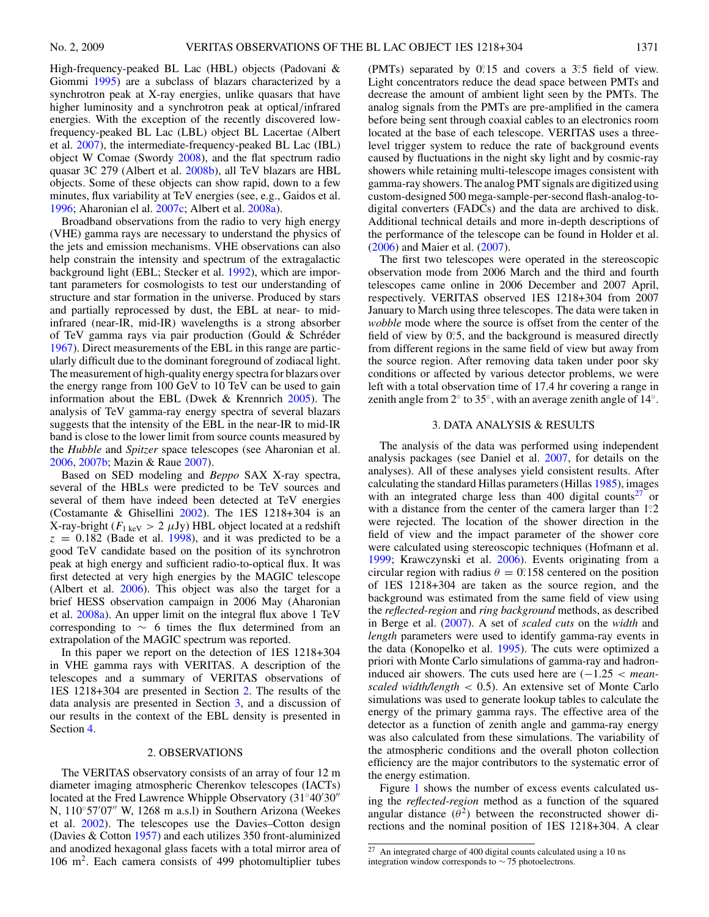High-frequency-peaked BL Lac (HBL) objects (Padovani & Giommi 1995) are a subclass of blazars characterized by a synchrotron peak at X-ray energies, unlike quasars that have higher luminosity and a synchrotron peak at optical/infrared energies. With the exception of the recently discovered low-frequency-peaked BL Lac (LBL) object BL Lacertae (Albert et al. 2007), the intermediate-frequency-peaked BL Lac (IBL) object W Comae (Swordy 2008), and the flat spectrum radio quasar 3C 279 (Albert et al. 2008b), all TeV blazars are HBL objects. Some of these objects can show rapid, down to a few minutes, flux variability at TeV energies (see, e.g., Gaidos et al. 1996; Aharonian el al. 2007c; Albert et al. 2008a).

Broadband observations from the radio to very high energy (VHE) gamma rays are necessary to understand the physics of the jets and emission mechanisms. VHE observations can also help constrain the intensity and spectrum of the extragalactic background light (EBL; Stecker et al. 1992), which are important parameters for cosmologists to test our understanding of structure and star formation in the universe. Produced by stars and partially reprocessed by dust, the EBL at near- to mid-infrared (near-IR, mid-IR) wavelengths is a strong absorber of TeV gamma rays via pair production (Gould & Schréder 1967). Direct measurements of the EBL in this range are particularly difficult due to the dominant foreground of zodiacal light. The measurement of high-quality energy spectra for blazars over the energy range from 100 GeV to 10 TeV can be used to gain information about the EBL (Dwek & Krennrich 2005). The analysis of TeV gamma-ray energy spectra of several blazars suggests that the intensity of the EBL in the near-IR to mid-IR band is close to the lower limit from source counts measured by the *Hubble* and *Spitzer* space telescopes (see Aharonian et al. 2006, 2007b; Mazin & Raue 2007).

Based on SED modeling and *Beppo* SAX X-ray spectra, several of the HBLs were predicted to be TeV sources and several of them have indeed been detected at TeV energies (Costamante & Ghisellini 2002). The 1ES 1218+304 is an X-ray-bright ($F_{1\ \mathrm{keV}} > 2\ \mu$Jy) HBL object located at a redshift $z = 0.182$ (Bade et al. 1998), and it was predicted to be a good TeV candidate based on the position of its synchrotron peak at high energy and sufficient radio-to-optical flux. It was first detected at very high energies by the MAGIC telescope (Albert et al. 2006). This object was also the target for a brief HESS observation campaign in 2006 May (Aharonian et al. 2008a). An upper limit on the integral flux above 1 TeV corresponding to $\sim$ 6 times the flux determined from an extrapolation of the MAGIC spectrum was reported.

In this paper we report on the detection of 1ES 1218+304 in VHE gamma rays with VERITAS. A description of the telescopes and a summary of VERITAS observations of 1ES 1218+304 are presented in Section 2. The results of the data analysis are presented in Section 3, and a discussion of our results in the context of the EBL density is presented in Section 4.

## 2. OBSERVATIONS

The VERITAS observatory consists of an array of four 12 m diameter imaging atmospheric Cherenkov telescopes (IACTs) located at the Fred Lawrence Whipple Observatory (31°40′30″ N, 110°57′07″ W, 1268 m a.s.l) in Southern Arizona (Weekes et al. 2002). The telescopes use the Davies–Cotton design (Davies & Cotton 1957) and each utilizes 350 front-aluminized and anodized hexagonal glass facets with a total mirror area of 106 m$^2$. Each camera consists of 499 photomultiplier tubes (PMTs) separated by 0.°15 and covers a 3.°5 field of view. Light concentrators reduce the dead space between PMTs and decrease the amount of ambient light seen by the PMTs. The analog signals from the PMTs are pre-amplified in the camera before being sent through coaxial cables to an electronics room located at the base of each telescope. VERITAS uses a three-level trigger system to reduce the rate of background events caused by fluctuations in the night sky light and by cosmic-ray showers while retaining multi-telescope images consistent with gamma-ray showers. The analog PMT signals are digitized using custom-designed 500 mega-sample-per-second flash-analog-to-digital converters (FADCs) and the data are archived to disk. Additional technical details and more in-depth descriptions of the performance of the telescope can be found in Holder et al. (2006) and Maier et al. (2007).

The first two telescopes were operated in the stereoscopic observation mode from 2006 March and the third and fourth telescopes came online in 2006 December and 2007 April, respectively. VERITAS observed 1ES 1218+304 from 2007 January to March using three telescopes. The data were taken in *wobble* mode where the source is offset from the center of the field of view by 0.°5, and the background is measured directly from different regions in the same field of view but away from the source region. After removing data taken under poor sky conditions or affected by various detector problems, we were left with a total observation time of 17.4 hr covering a range in zenith angle from 2° to 35°, with an average zenith angle of 14°.

## 3. DATA ANALYSIS & RESULTS

The analysis of the data was performed using independent analysis packages (see Daniel et al. 2007, for details on the analyses). All of these analyses yield consistent results. After calculating the standard Hillas parameters (Hillas 1985), images with an integrated charge less than 400 digital counts[27] or with a distance from the center of the camera larger than 1.°2 were rejected. The location of the shower direction in the field of view and the impact parameter of the shower core were calculated using stereoscopic techniques (Hofmann et al. 1999; Krawczynski et al. 2006). Events originating from a circular region with radius $\theta = 0.°158$ centered on the position of 1ES 1218+304 are taken as the source region, and the background was estimated from the same field of view using the *reflected-region* and *ring background* methods, as described in Berge et al. (2007). A set of *scaled cuts* on the *width* and *length* parameters were used to identify gamma-ray events in the data (Konopelko et al. 1995). The cuts were optimized a priori with Monte Carlo simulations of gamma-ray and hadron-induced air showers. The cuts used here are ($-1.25 <$ *mean-scaled width/length* $< 0.5$). An extensive set of Monte Carlo simulations was used to generate lookup tables to calculate the energy of the primary gamma rays. The effective area of the detector as a function of zenith angle and gamma-ray energy was also calculated from these simulations. The variability of the atmospheric conditions and the overall photon collection efficiency are the major contributors to the systematic error of the energy estimation.

Figure 1 shows the number of excess events calculated using the *reflected-region* method as a function of the squared angular distance ($\theta^2$) between the reconstructed shower directions and the nominal position of 1ES 1218+304. A clear

[27] An integrated charge of 400 digital counts calculated using a 10 ns integration window corresponds to $\sim$ 75 photoelectrons.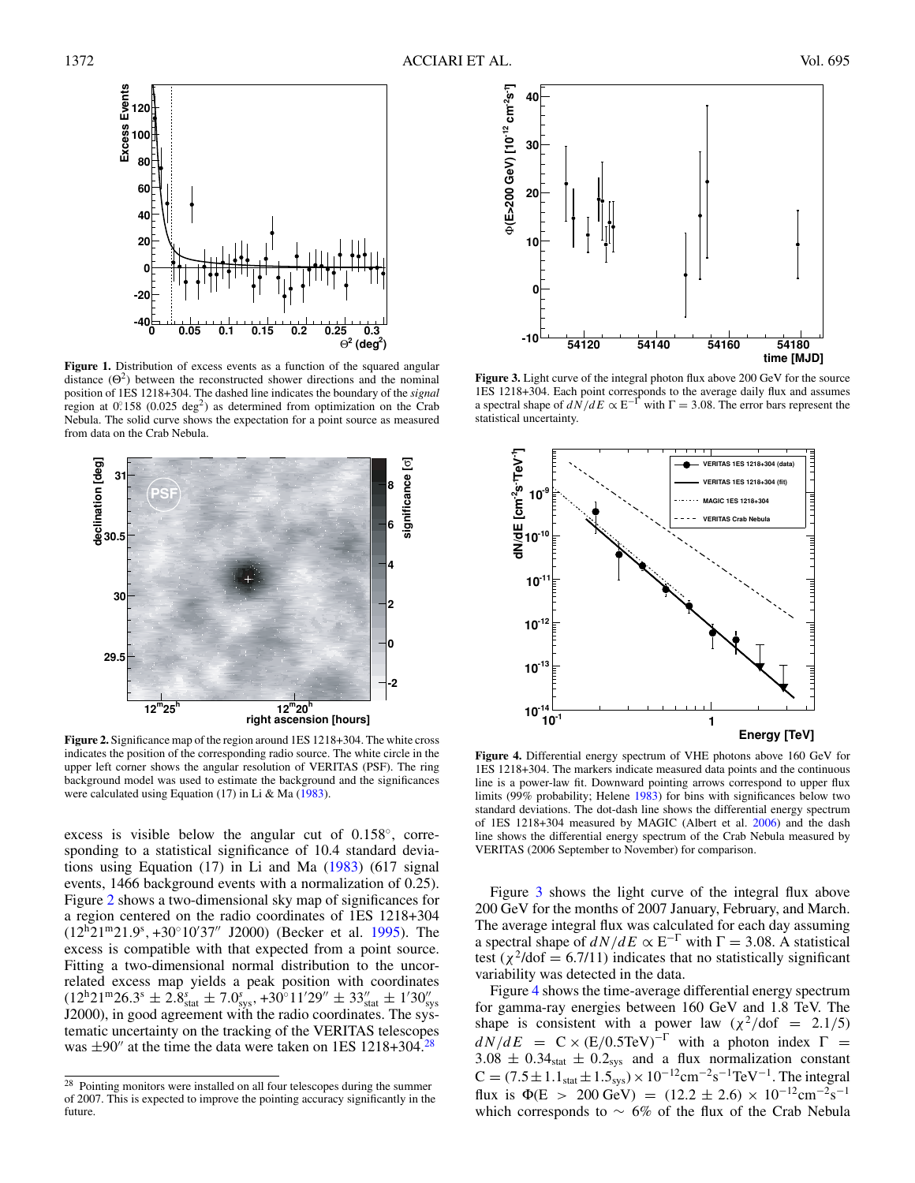Excess Events

120
100
80
60
40
20
0
-20
-40

0 0.05 0.1 0.15 0.2 0.25 0.3

$\Theta^2$ (deg$^2$)

**Figure 1.** Distribution of excess events as a function of the squared angular distance ($\Theta^2$) between the reconstructed shower directions and the nominal position of 1ES 1218+304. The dashed line indicates the boundary of the *signal* region at 0°.158 (0.025 deg$^2$) as determined from optimization on the Crab Nebula. The solid curve shows the expectation for a point source as measured from data on the Crab Nebula.

declination [deg]

31
30.5
30
29.5

PSF

$12^m25^h$ $12^m20^h$

right ascension [hours]

significance [σ]

8
6
4
2
0
-2

**Figure 2.** Significance map of the region around 1ES 1218+304. The white cross indicates the position of the corresponding radio source. The white circle in the upper left corner shows the angular resolution of VERITAS (PSF). The ring background model was used to estimate the background and the significances were calculated using Equation (17) in Li & Ma (1983).

excess is visible below the angular cut of 0.158°, corresponding to a statistical significance of 10.4 standard deviations using Equation (17) in Li and Ma (1983) (617 signal events, 1466 background events with a normalization of 0.25). Figure 2 shows a two-dimensional sky map of significances for a region centered on the radio coordinates of 1ES 1218+304 ($12^h21^m21.9^s$, $+30°10'37''$ J2000) (Becker et al. 1995). The excess is compatible with that expected from a point source. Fitting a two-dimensional normal distribution to the uncorrelated excess map yields a peak position with coordinates ($12^h21^m26.3^s \pm 2.8^s_{stat} \pm 7.0^s_{sys}$, $+30°11'29'' \pm 33''_{stat} \pm 1'30''_{sys}$ J2000), in good agreement with the radio coordinates. The systematic uncertainty on the tracking of the VERITAS telescopes was $\pm 90''$ at the time the data were taken on 1ES 1218+304.[28]

[28] Pointing monitors were installed on all four telescopes during the summer of 2007. This is expected to improve the pointing accuracy significantly in the future.

$\Phi$(E>200 GeV) [$10^{-12}$ cm$^{-2}$s$^{-1}$]

40
30
20
10
0
-10

54120 54140 54160 54180

time [MJD]

**Figure 3.** Light curve of the integral photon flux above 200 GeV for the source 1ES 1218+304. Each point corresponds to the average daily flux and assumes a spectral shape of $dN/dE \propto E^{-\Gamma}$ with $\Gamma = 3.08$. The error bars represent the statistical uncertainty.

dN/dE [cm$^{-2}$s$^{-1}$TeV$^{-1}$]

$10^{-9}$
$10^{-10}$
$10^{-11}$
$10^{-12}$
$10^{-13}$
$10^{-14}$

$10^{-1}$ 1

Energy [TeV]

VERITAS 1ES 1218+304 (data)
VERITAS 1ES 1218+304 (fit)
MAGIC 1ES 1218+304
VERITAS Crab Nebula

**Figure 4.** Differential energy spectrum of VHE photons above 160 GeV for 1ES 1218+304. The markers indicate measured data points and the continuous line is a power-law fit. Downward pointing arrows correspond to upper flux limits (99% probability; Helene 1983) for bins with significances below two standard deviations. The dot-dash line shows the differential energy spectrum of 1ES 1218+304 measured by MAGIC (Albert et al. 2006) and the dash line shows the differential energy spectrum of the Crab Nebula measured by VERITAS (2006 September to November) for comparison.

Figure 3 shows the light curve of the integral flux above 200 GeV for the months of 2007 January, February, and March. The average integral flux was calculated for each day assuming a spectral shape of $dN/dE \propto E^{-\Gamma}$ with $\Gamma = 3.08$. A statistical test ($\chi^2$/dof $= 6.7/11$) indicates that no statistically significant variability was detected in the data.

Figure 4 shows the time-average differential energy spectrum for gamma-ray energies between 160 GeV and 1.8 TeV. The shape is consistent with a power law ($\chi^2$/dof $= 2.1/5$) $dN/dE = C \times (E/0.5\text{TeV})^{-\Gamma}$ with a photon index $\Gamma = 3.08 \pm 0.34_{stat} \pm 0.2_{sys}$ and a flux normalization constant $C = (7.5 \pm 1.1_{stat} \pm 1.5_{sys}) \times 10^{-12}\text{cm}^{-2}\text{s}^{-1}\text{TeV}^{-1}$. The integral flux is $\Phi(E > 200\text{ GeV}) = (12.2 \pm 2.6) \times 10^{-12}\text{cm}^{-2}\text{s}^{-1}$ which corresponds to $\sim$ 6% of the flux of the Crab Nebula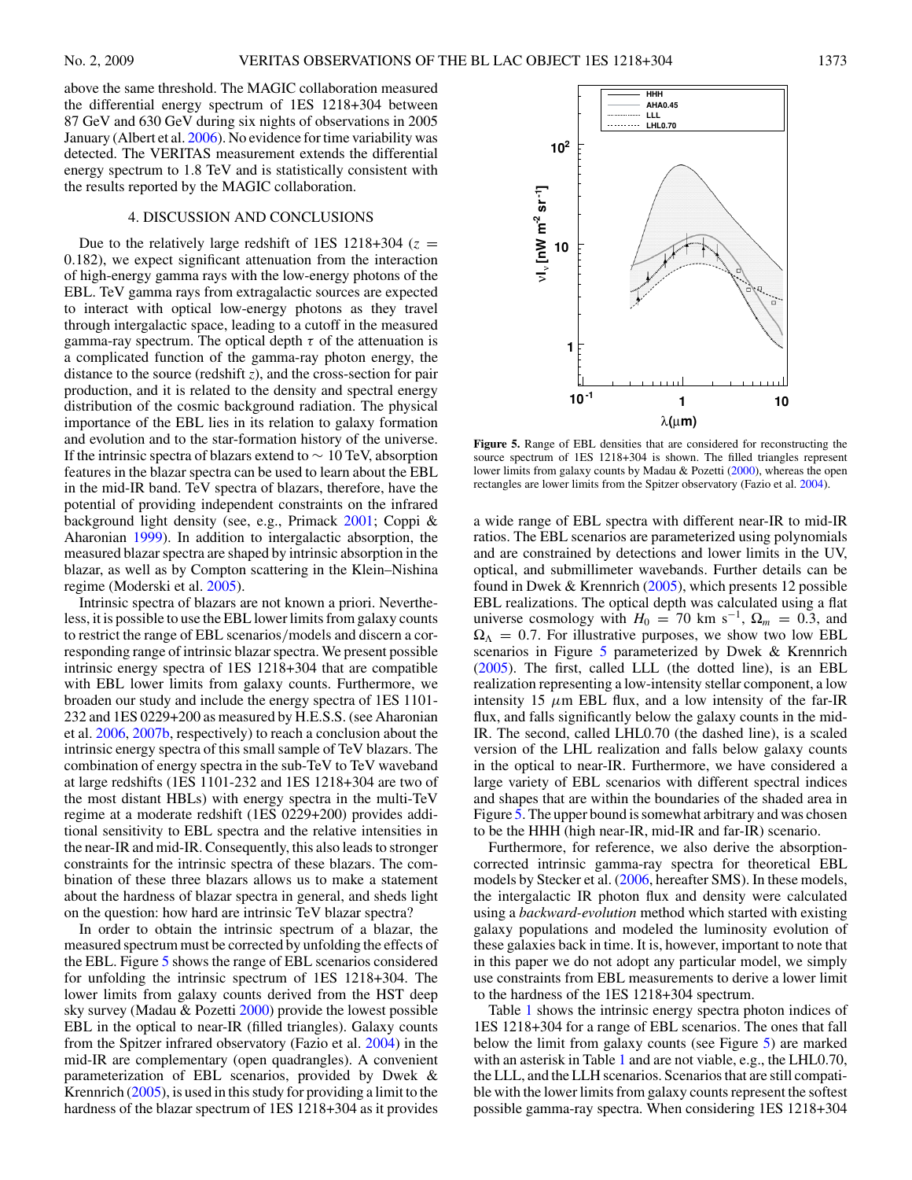above the same threshold. The MAGIC collaboration measured the differential energy spectrum of 1ES 1218+304 between 87 GeV and 630 GeV during six nights of observations in 2005 January (Albert et al. 2006). No evidence for time variability was detected. The VERITAS measurement extends the differential energy spectrum to 1.8 TeV and is statistically consistent with the results reported by the MAGIC collaboration.

## 4. DISCUSSION AND CONCLUSIONS

Due to the relatively large redshift of 1ES 1218+304 ($z = 0.182$), we expect significant attenuation from the interaction of high-energy gamma rays with the low-energy photons of the EBL. TeV gamma rays from extragalactic sources are expected to interact with optical low-energy photons as they travel through intergalactic space, leading to a cutoff in the measured gamma-ray spectrum. The optical depth $\tau$ of the attenuation is a complicated function of the gamma-ray photon energy, the distance to the source (redshift $z$), and the cross-section for pair production, and it is related to the density and spectral energy distribution of the cosmic background radiation. The physical importance of the EBL lies in its relation to galaxy formation and evolution and to the star-formation history of the universe. If the intrinsic spectra of blazars extend to $\sim$ 10 TeV, absorption features in the blazar spectra can be used to learn about the EBL in the mid-IR band. TeV spectra of blazars, therefore, have the potential of providing independent constraints on the infrared background light density (see, e.g., Primack 2001; Coppi & Aharonian 1999). In addition to intergalactic absorption, the measured blazar spectra are shaped by intrinsic absorption in the blazar, as well as by Compton scattering in the Klein–Nishina regime (Moderski et al. 2005).

Intrinsic spectra of blazars are not known a priori. Nevertheless, it is possible to use the EBL lower limits from galaxy counts to restrict the range of EBL scenarios/models and discern a corresponding range of intrinsic blazar spectra. We present possible intrinsic energy spectra of 1ES 1218+304 that are compatible with EBL lower limits from galaxy counts. Furthermore, we broaden our study and include the energy spectra of 1ES 1101-232 and 1ES 0229+200 as measured by H.E.S.S. (see Aharonian et al. 2006, 2007b, respectively) to reach a conclusion about the intrinsic energy spectra of this small sample of TeV blazars. The combination of energy spectra in the sub-TeV to TeV waveband at large redshifts (1ES 1101-232 and 1ES 1218+304 are two of the most distant HBLs) with energy spectra in the multi-TeV regime at a moderate redshift (1ES 0229+200) provides additional sensitivity to EBL spectra and the relative intensities in the near-IR and mid-IR. Consequently, this also leads to stronger constraints for the intrinsic spectra of these blazars. The combination of these three blazars allows us to make a statement about the hardness of blazar spectra in general, and sheds light on the question: how hard are intrinsic TeV blazar spectra?

In order to obtain the intrinsic spectrum of a blazar, the measured spectrum must be corrected by unfolding the effects of the EBL. Figure 5 shows the range of EBL scenarios considered for unfolding the intrinsic spectrum of 1ES 1218+304. The lower limits from galaxy counts derived from the HST deep sky survey (Madau & Pozetti 2000) provide the lowest possible EBL in the optical to near-IR (filled triangles). Galaxy counts from the Spitzer infrared observatory (Fazio et al. 2004) in the mid-IR are complementary (open quadrangles). A convenient parameterization of EBL scenarios, provided by Dwek & Krennrich (2005), is used in this study for providing a limit to the hardness of the blazar spectrum of 1ES 1218+304 as it provides

HHH
AHA0.45
LLL
LHL0.70
$\nu I_\nu$ [nW m$^{-2}$ sr$^{-1}$]
$10^2$
10
1
$10^{-1}$
1
10
$\lambda(\mu m)$

**Figure 5.** Range of EBL densities that are considered for reconstructing the source spectrum of 1ES 1218+304 is shown. The filled triangles represent lower limits from galaxy counts by Madau & Pozetti (2000), whereas the open rectangles are lower limits from the Spitzer observatory (Fazio et al. 2004).

a wide range of EBL spectra with different near-IR to mid-IR ratios. The EBL scenarios are parameterized using polynomials and are constrained by detections and lower limits in the UV, optical, and submillimeter wavebands. Further details can be found in Dwek & Krennrich (2005), which presents 12 possible EBL realizations. The optical depth was calculated using a flat universe cosmology with $H_0 = 70$ km s$^{-1}$, $\Omega_m = 0.3$, and $\Omega_\Lambda = 0.7$. For illustrative purposes, we show two low EBL scenarios in Figure 5 parameterized by Dwek & Krennrich (2005). The first, called LLL (the dotted line), is an EBL realization representing a low-intensity stellar component, a low intensity 15 $\mu$m EBL flux, and a low intensity of the far-IR flux, and falls significantly below the galaxy counts in the mid-IR. The second, called LHL0.70 (the dashed line), is a scaled version of the LHL realization and falls below galaxy counts in the optical to near-IR. Furthermore, we have considered a large variety of EBL scenarios with different spectral indices and shapes that are within the boundaries of the shaded area in Figure 5. The upper bound is somewhat arbitrary and was chosen to be the HHH (high near-IR, mid-IR and far-IR) scenario.

Furthermore, for reference, we also derive the absorption-corrected intrinsic gamma-ray spectra for theoretical EBL models by Stecker et al. (2006, hereafter SMS). In these models, the intergalactic IR photon flux and density were calculated using a *backward-evolution* method which started with existing galaxy populations and modeled the luminosity evolution of these galaxies back in time. It is, however, important to note that in this paper we do not adopt any particular model, we simply use constraints from EBL measurements to derive a lower limit to the hardness of the 1ES 1218+304 spectrum.

Table 1 shows the intrinsic energy spectra photon indices of 1ES 1218+304 for a range of EBL scenarios. The ones that fall below the limit from galaxy counts (see Figure 5) are marked with an asterisk in Table 1 and are not viable, e.g., the LHL0.70, the LLL, and the LLH scenarios. Scenarios that are still compatible with the lower limits from galaxy counts represent the softest possible gamma-ray spectra. When considering 1ES 1218+304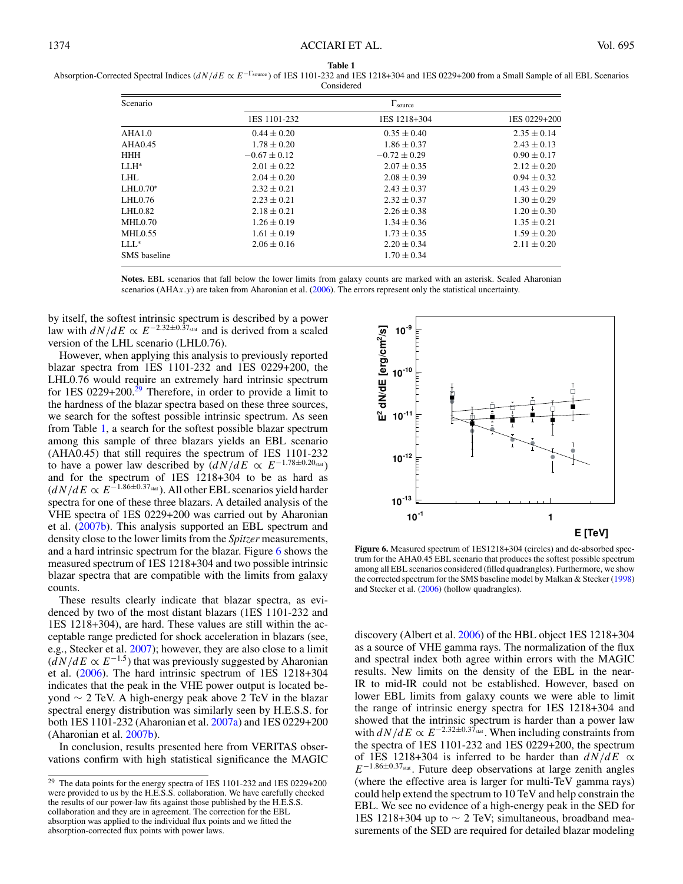**Table 1**

Absorption-Corrected Spectral Indices ($dN/dE \propto E^{-\Gamma_{\rm source}}$) of 1ES 1101-232 and 1ES 1218+304 and 1ES 0229+200 from a Small Sample of all EBL Scenarios Considered

| Scenario | $\Gamma_{\rm source}$ | | |
|---|---|---|---|
| | 1ES 1101-232 | 1ES 1218+304 | 1ES 0229+200 |
| AHA1.0 | $0.44 \pm 0.20$ | $0.35 \pm 0.40$ | $2.35 \pm 0.14$ |
| AHA0.45 | $1.78 \pm 0.20$ | $1.86 \pm 0.37$ | $2.43 \pm 0.13$ |
| HHH | $-0.67 \pm 0.12$ | $-0.72 \pm 0.29$ | $0.90 \pm 0.17$ |
| LLH* | $2.01 \pm 0.22$ | $2.07 \pm 0.35$ | $2.12 \pm 0.20$ |
| LHL | $2.04 \pm 0.20$ | $2.08 \pm 0.39$ | $0.94 \pm 0.32$ |
| LHL0.70* | $2.32 \pm 0.21$ | $2.43 \pm 0.37$ | $1.43 \pm 0.29$ |
| LHL0.76 | $2.23 \pm 0.21$ | $2.32 \pm 0.37$ | $1.30 \pm 0.29$ |
| LHL0.82 | $2.18 \pm 0.21$ | $2.26 \pm 0.38$ | $1.20 \pm 0.30$ |
| MHL0.70 | $1.26 \pm 0.19$ | $1.34 \pm 0.36$ | $1.35 \pm 0.21$ |
| MHL0.55 | $1.61 \pm 0.19$ | $1.73 \pm 0.35$ | $1.59 \pm 0.20$ |
| LLL* | $2.06 \pm 0.16$ | $2.20 \pm 0.34$ | $2.11 \pm 0.20$ |
| SMS baseline | | $1.70 \pm 0.34$ | |

**Notes.** EBL scenarios that fall below the lower limits from galaxy counts are marked with an asterisk. Scaled Aharonian scenarios (AHA*x.y*) are taken from Aharonian et al. (2006). The errors represent only the statistical uncertainty.

by itself, the softest intrinsic spectrum is described by a power law with $dN/dE \propto E^{-2.32\pm0.37_{\rm stat}}$ and is derived from a scaled version of the LHL scenario (LHL0.76).

However, when applying this analysis to previously reported blazar spectra from 1ES 1101-232 and 1ES 0229+200, the LHL0.76 would require an extremely hard intrinsic spectrum for 1ES 0229+200.[29] Therefore, in order to provide a limit to the hardness of the blazar spectra based on these three sources, we search for the softest possible intrinsic spectrum. As seen from Table 1, a search for the softest possible blazar spectrum among this sample of three blazars yields an EBL scenario (AHA0.45) that still requires the spectrum of 1ES 1101-232 to have a power law described by ($dN/dE \propto E^{-1.78\pm0.20_{\rm stat}}$) and for the spectrum of 1ES 1218+304 to be as hard as ($dN/dE \propto E^{-1.86\pm0.37_{\rm stat}}$). All other EBL scenarios yield harder spectra for one of these three blazars. A detailed analysis of the VHE spectra of 1ES 0229+200 was carried out by Aharonian et al. (2007b). This analysis supported an EBL spectrum and density close to the lower limits from the *Spitzer* measurements, and a hard intrinsic spectrum for the blazar. Figure 6 shows the measured spectrum of 1ES 1218+304 and two possible intrinsic blazar spectra that are compatible with the limits from galaxy counts.

These results clearly indicate that blazar spectra, as evidenced by two of the most distant blazars (1ES 1101-232 and 1ES 1218+304), are hard. These values are still within the acceptable range predicted for shock acceleration in blazars (see, e.g., Stecker et al. 2007); however, they are also close to a limit ($dN/dE \propto E^{-1.5}$) that was previously suggested by Aharonian et al. (2006). The hard intrinsic spectrum of 1ES 1218+304 indicates that the peak in the VHE power output is located beyond $\sim 2$ TeV. A high-energy peak above 2 TeV in the blazar spectral energy distribution was similarly seen by H.E.S.S. for both 1ES 1101-232 (Aharonian et al. 2007a) and 1ES 0229+200 (Aharonian et al. 2007b).

In conclusion, results presented here from VERITAS observations confirm with high statistical significance the MAGIC discovery (Albert et al. 2006) of the HBL object 1ES 1218+304 as a source of VHE gamma rays. The normalization of the flux and spectral index both agree within errors with the MAGIC results. New limits on the density of the EBL in the near-IR to mid-IR could not be established. However, based on lower EBL limits from galaxy counts we were able to limit the range of intrinsic energy spectra for 1ES 1218+304 and showed that the intrinsic spectrum is harder than a power law with $dN/dE \propto E^{-2.32\pm0.37_{\rm stat}}$. When including constraints from the spectra of 1ES 1101-232 and 1ES 0229+200, the spectrum of 1ES 1218+304 is inferred to be harder than $dN/dE \propto E^{-1.86\pm0.37_{\rm stat}}$. Future deep observations at large zenith angles (where the effective area is larger for multi-TeV gamma rays) could help extend the spectrum to 10 TeV and help constrain the EBL. We see no evidence of a high-energy peak in the SED for 1ES 1218+304 up to $\sim 2$ TeV; simultaneous, broadband measurements of the SED are required for detailed blazar modeling

$E^2$ dN/dE [erg/cm$^2$/s]
$10^{-9}$
$10^{-10}$
$10^{-11}$
$10^{-12}$
$10^{-13}$
$10^{-1}$
1
E [TeV]

**Figure 6.** Measured spectrum of 1ES1218+304 (circles) and de-absorbed spectrum for the AHA0.45 EBL scenario that produces the softest possible spectrum among all EBL scenarios considered (filled quadrangles). Furthermore, we show the corrected spectrum for the SMS baseline model by Malkan & Stecker (1998) and Stecker et al. (2006) (hollow quadrangles).

[29] The data points for the energy spectra of 1ES 1101-232 and 1ES 0229+200 were provided to us by the H.E.S.S. collaboration. We have carefully checked the results of our power-law fits against those published by the H.E.S.S. collaboration and they are in agreement. The correction for the EBL absorption was applied to the individual flux points and we fitted the absorption-corrected flux points with power laws.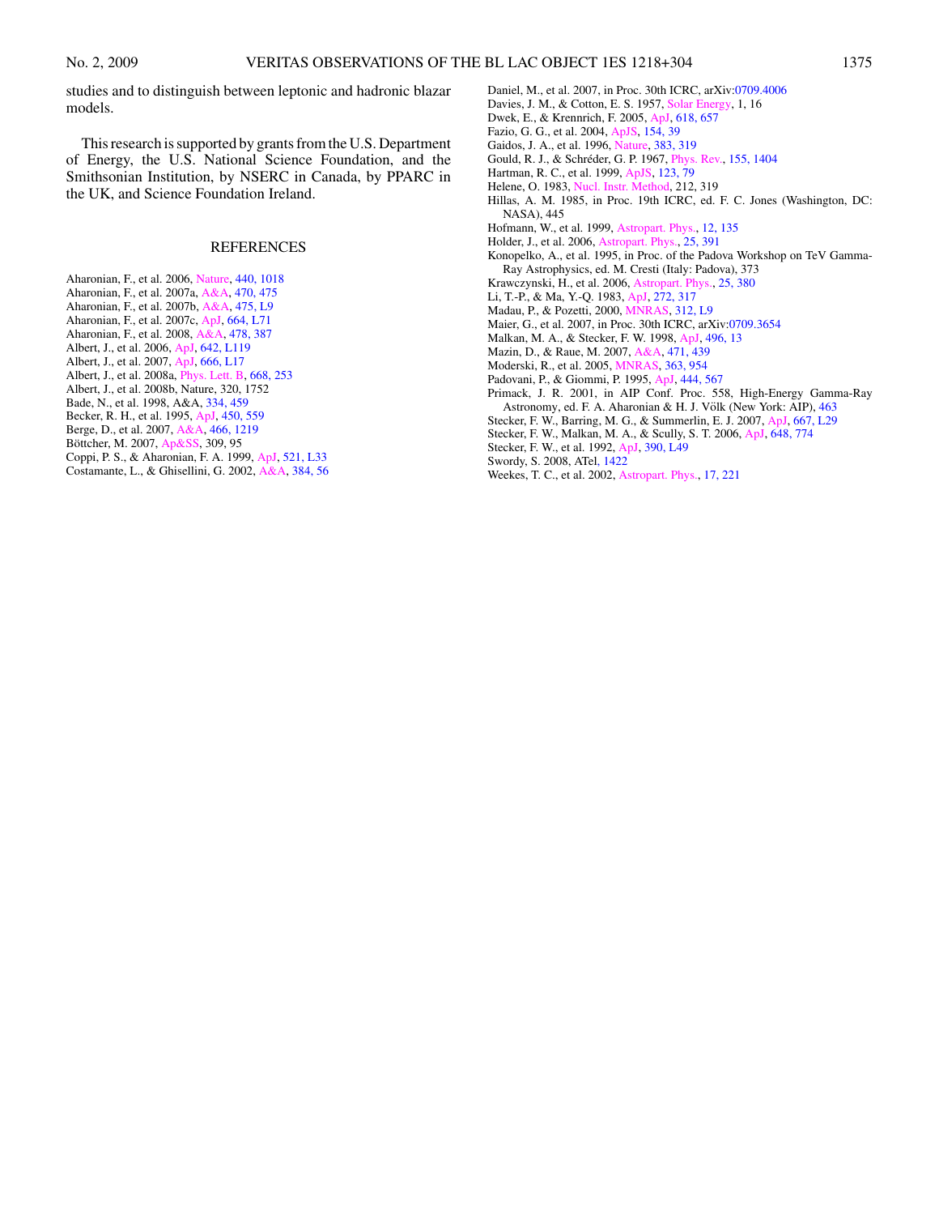studies and to distinguish between leptonic and hadronic blazar models.

This research is supported by grants from the U.S. Department of Energy, the U.S. National Science Foundation, and the Smithsonian Institution, by NSERC in Canada, by PPARC in the UK, and Science Foundation Ireland.

## REFERENCES

Aharonian, F., et al. 2006, Nature, 440, 1018
Aharonian, F., et al. 2007a, A&A, 470, 475
Aharonian, F., et al. 2007b, A&A, 475, L9
Aharonian, F., et al. 2007c, ApJ, 664, L71
Aharonian, F., et al. 2008, A&A, 478, 387
Albert, J., et al. 2006, ApJ, 642, L119
Albert, J., et al. 2007, ApJ, 666, L17
Albert, J., et al. 2008a, Phys. Lett. B, 668, 253
Albert, J., et al. 2008b, Nature, 320, 1752
Bade, N., et al. 1998, A&A, 334, 459
Becker, R. H., et al. 1995, ApJ, 450, 559
Berge, D., et al. 2007, A&A, 466, 1219
Böttcher, M. 2007, Ap&SS, 309, 95
Coppi, P. S., & Aharonian, F. A. 1999, ApJ, 521, L33
Costamante, L., & Ghisellini, G. 2002, A&A, 384, 56
Daniel, M., et al. 2007, in Proc. 30th ICRC, arXiv:0709.4006
Davies, J. M., & Cotton, E. S. 1957, Solar Energy, 1, 16
Dwek, E., & Krennrich, F. 2005, ApJ, 618, 657
Fazio, G. G., et al. 2004, ApJS, 154, 39
Gaidos, J. A., et al. 1996, Nature, 383, 319
Gould, R. J., & Schréder, G. P. 1967, Phys. Rev., 155, 1404
Hartman, R. C., et al. 1999, ApJS, 123, 79
Helene, O. 1983, Nucl. Instr. Method, 212, 319
Hillas, A. M. 1985, in Proc. 19th ICRC, ed. F. C. Jones (Washington, DC: NASA), 445
Hofmann, W., et al. 1999, Astropart. Phys., 12, 135
Holder, J., et al. 2006, Astropart. Phys., 25, 391
Konopelko, A., et al. 1995, in Proc. of the Padova Workshop on TeV Gamma-Ray Astrophysics, ed. M. Cresti (Italy: Padova), 373
Krawczynski, H., et al. 2006, Astropart. Phys., 25, 380
Li, T.-P., & Ma, Y.-Q. 1983, ApJ, 272, 317
Madau, P., & Pozetti, 2000, MNRAS, 312, L9
Maier, G., et al. 2007, in Proc. 30th ICRC, arXiv:0709.3654
Malkan, M. A., & Stecker, F. W. 1998, ApJ, 496, 13
Mazin, D., & Raue, M. 2007, A&A, 471, 439
Moderski, R., et al. 2005, MNRAS, 363, 954
Padovani, P., & Giommi, P. 1995, ApJ, 444, 567
Primack, J. R. 2001, in AIP Conf. Proc. 558, High-Energy Gamma-Ray Astronomy, ed. F. A. Aharonian & H. J. Völk (New York: AIP), 463
Stecker, F. W., Barring, M. G., & Summerlin, E. J. 2007, ApJ, 667, L29
Stecker, F. W., Malkan, M. A., & Scully, S. T. 2006, ApJ, 648, 774
Stecker, F. W., et al. 1992, ApJ, 390, L49
Swordy, S. 2008, ATel, 1422
Weekes, T. C., et al. 2002, Astropart. Phys., 17, 221